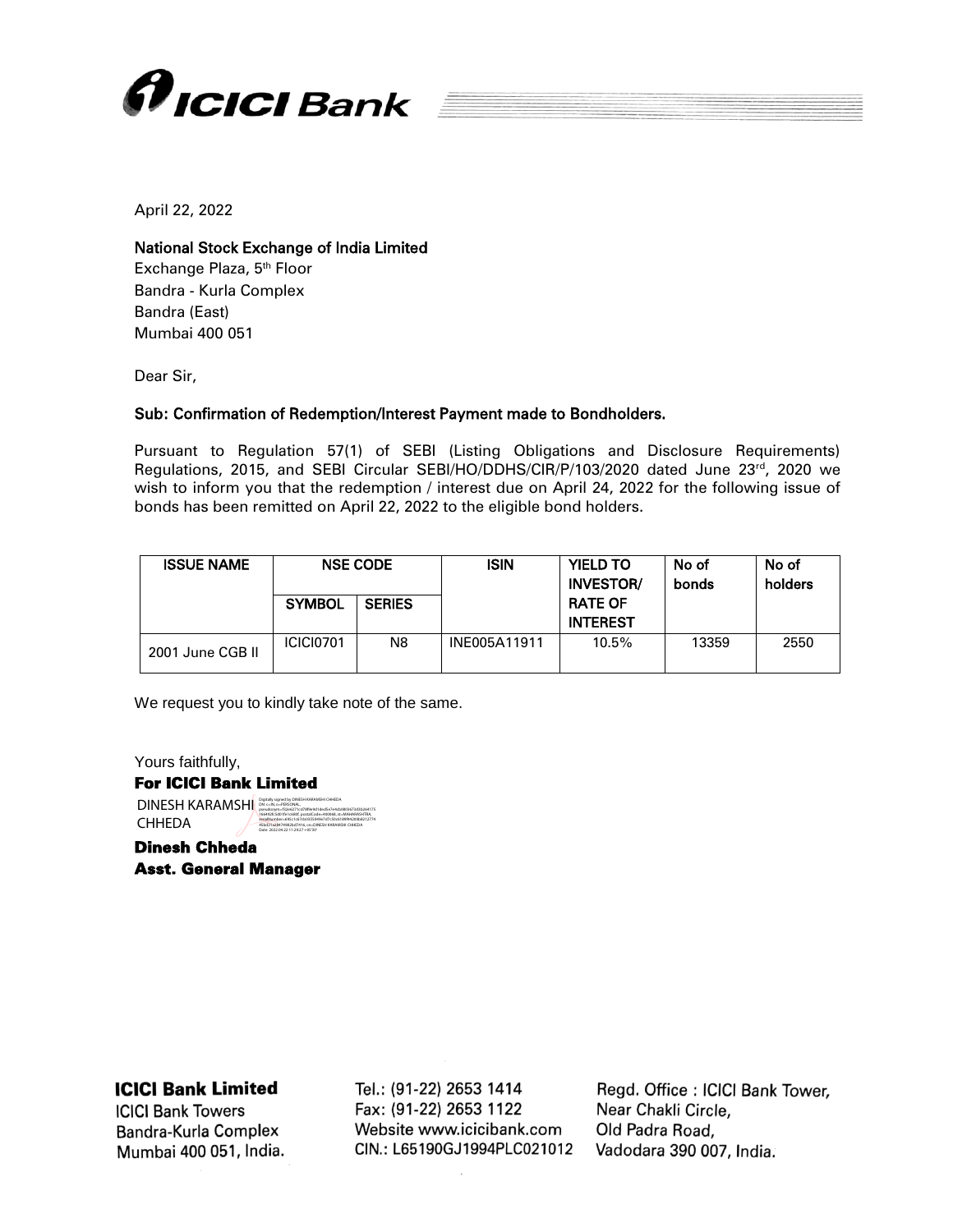April 22, 2022

**National Stock Exchange of India Limited**
Exchange Plaza, 5th Floor
Bandra - Kurla Complex
Bandra (East)
Mumbai 400 051

Dear Sir,

**Sub: Confirmation of Redemption/Interest Payment made to Bondholders.**

Pursuant to Regulation 57(1) of SEBI (Listing Obligations and Disclosure Requirements) Regulations, 2015, and SEBI Circular SEBI/HO/DDHS/CIR/P/103/2020 dated June 23rd, 2020 we wish to inform you that the redemption / interest due on April 24, 2022 for the following issue of bonds has been remitted on April 22, 2022 to the eligible bond holders.

| ISSUE NAME | NSE CODE | | ISIN | YIELD TO INVESTOR/ RATE OF INTEREST | No of bonds | No of holders |
|---|---|---|---|---|---|---|
| | SYMBOL | SERIES | | | | |
| 2001 June CGB II | ICICI0701 | N8 | INE005A11911 | 10.5% | 13359 | 2550 |

We request you to kindly take note of the same.

Yours faithfully,

**For ICICI Bank Limited**

DINESH KARAMSHI CHHEDA

Digitally signed by DINESH KARAMSHI CHHEDA
Date: 2022.04.22 11:29:27 +05'30'

**Dinesh Chheda**
**Asst. General Manager**

**ICICI Bank Limited**
ICICI Bank Towers
Bandra-Kurla Complex
Mumbai 400 051, India.

Tel.: (91-22) 2653 1414
Fax: (91-22) 2653 1122
Website www.icicibank.com
CIN.: L65190GJ1994PLC021012

Regd. Office : ICICI Bank Tower,
Near Chakli Circle,
Old Padra Road,
Vadodara 390 007, India.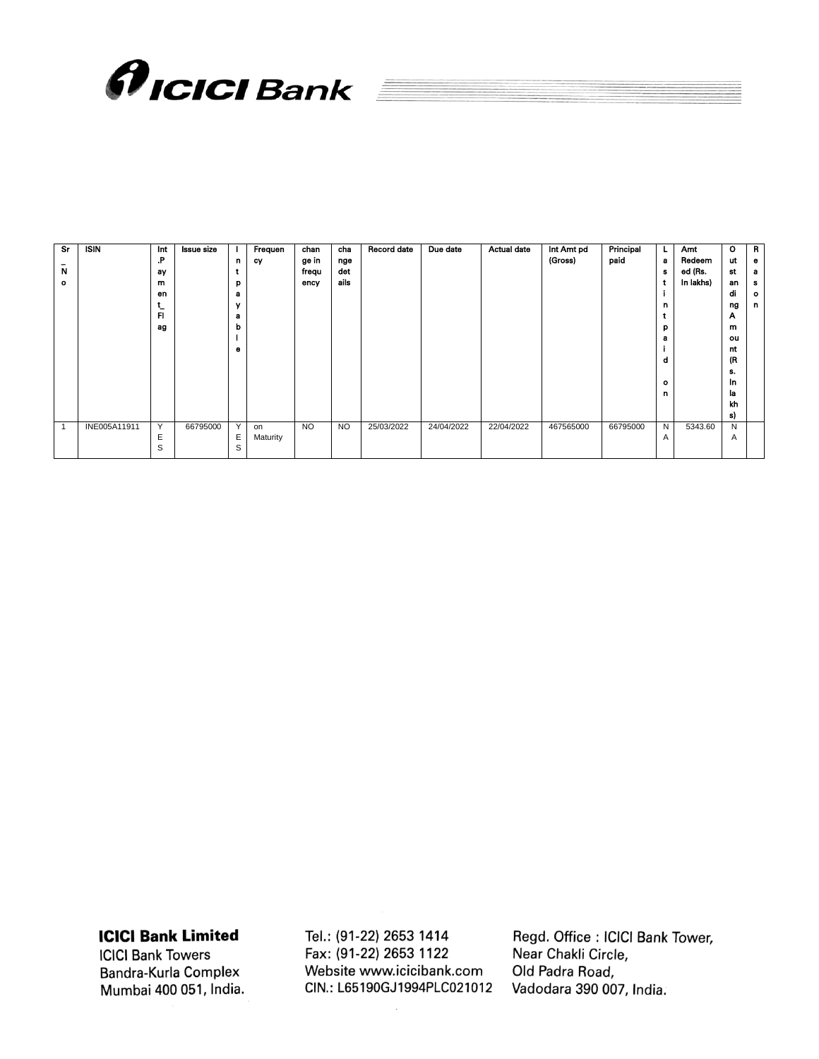| Sr_No | ISIN | Int.Payment_Flag | Issue size | Int payable | Frequency | change in frequency | change details | Record date | Due date | Actual date | Int Amt pd (Gross) | Principal paid | Last int paid on | Amt Redeemed (Rs. In lakhs) | Outstanding Amount (Rs. In lakhs) | Reason |
|---|---|---|---|---|---|---|---|---|---|---|---|---|---|---|---|---|
| 1 | INE005A11911 | YES | 66795000 | YES | on Maturity | NO | NO | 25/03/2022 | 24/04/2022 | 22/04/2022 | 467565000 | 66795000 | NA | 5343.60 | NA | |

**ICICI Bank Limited**
ICICI Bank Towers
Bandra-Kurla Complex
Mumbai 400 051, India.

Tel.: (91-22) 2653 1414
Fax: (91-22) 2653 1122
Website www.icicibank.com
CIN.: L65190GJ1994PLC021012

Regd. Office : ICICI Bank Tower,
Near Chakli Circle,
Old Padra Road,
Vadodara 390 007, India.